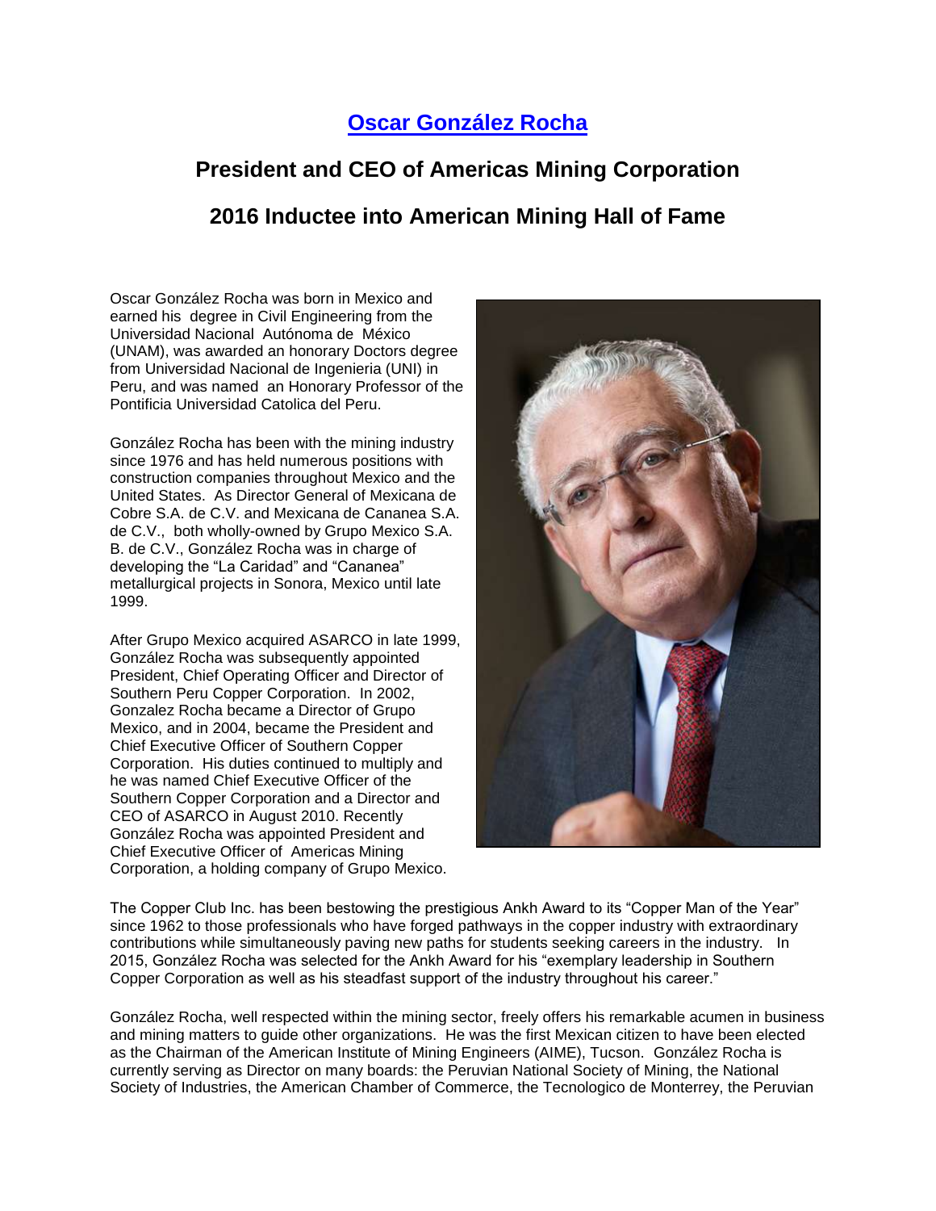# [Oscar González Rocha](#)

## President and CEO of Americas Mining Corporation

## 2016 Inductee into American Mining Hall of Fame

Oscar González Rocha was born in Mexico and earned his degree in Civil Engineering from the Universidad Nacional Autónoma de México (UNAM), was awarded an honorary Doctors degree from Universidad Nacional de Ingenieria (UNI) in Peru, and was named an Honorary Professor of the Pontificia Universidad Catolica del Peru.

González Rocha has been with the mining industry since 1976 and has held numerous positions with construction companies throughout Mexico and the United States. As Director General of Mexicana de Cobre S.A. de C.V. and Mexicana de Cananea S.A. de C.V., both wholly-owned by Grupo Mexico S.A. B. de C.V., González Rocha was in charge of developing the "La Caridad" and "Cananea" metallurgical projects in Sonora, Mexico until late 1999.

After Grupo Mexico acquired ASARCO in late 1999, González Rocha was subsequently appointed President, Chief Operating Officer and Director of Southern Peru Copper Corporation. In 2002, Gonzalez Rocha became a Director of Grupo Mexico, and in 2004, became the President and Chief Executive Officer of Southern Copper Corporation. His duties continued to multiply and he was named Chief Executive Officer of the Southern Copper Corporation and a Director and CEO of ASARCO in August 2010. Recently González Rocha was appointed President and Chief Executive Officer of Americas Mining Corporation, a holding company of Grupo Mexico.

The Copper Club Inc. has been bestowing the prestigious Ankh Award to its "Copper Man of the Year" since 1962 to those professionals who have forged pathways in the copper industry with extraordinary contributions while simultaneously paving new paths for students seeking careers in the industry. In 2015, González Rocha was selected for the Ankh Award for his "exemplary leadership in Southern Copper Corporation as well as his steadfast support of the industry throughout his career."

González Rocha, well respected within the mining sector, freely offers his remarkable acumen in business and mining matters to guide other organizations. He was the first Mexican citizen to have been elected as the Chairman of the American Institute of Mining Engineers (AIME), Tucson. González Rocha is currently serving as Director on many boards: the Peruvian National Society of Mining, the National Society of Industries, the American Chamber of Commerce, the Tecnologico de Monterrey, the Peruvian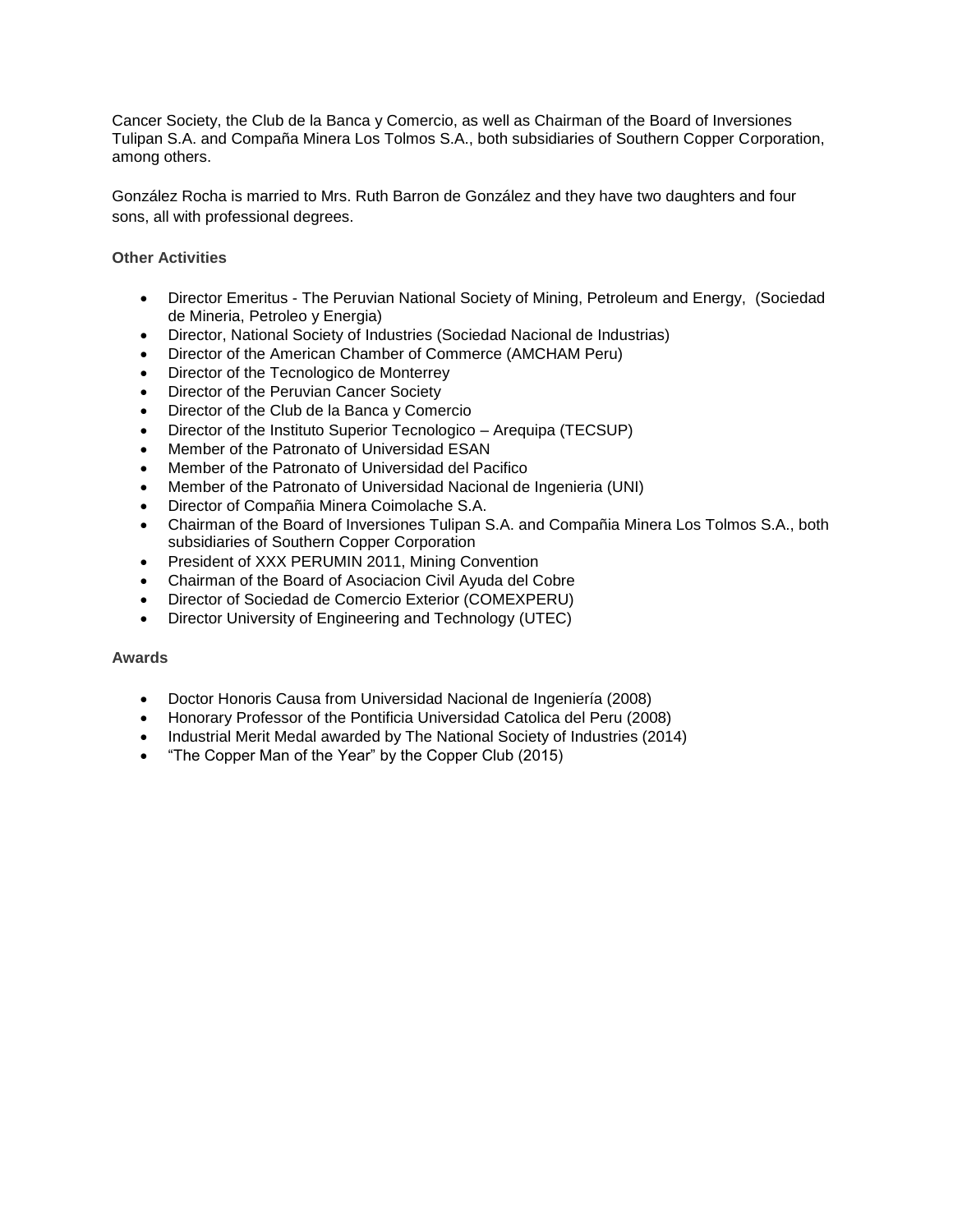Cancer Society, the Club de la Banca y Comercio, as well as Chairman of the Board of Inversiones Tulipan S.A. and Compaña Minera Los Tolmos S.A., both subsidiaries of Southern Copper Corporation, among others.

González Rocha is married to Mrs. Ruth Barron de González and they have two daughters and four sons, all with professional degrees.

### Other Activities

- Director Emeritus - The Peruvian National Society of Mining, Petroleum and Energy, (Sociedad de Mineria, Petroleo y Energia)
- Director, National Society of Industries (Sociedad Nacional de Industrias)
- Director of the American Chamber of Commerce (AMCHAM Peru)
- Director of the Tecnologico de Monterrey
- Director of the Peruvian Cancer Society
- Director of the Club de la Banca y Comercio
- Director of the Instituto Superior Tecnologico – Arequipa (TECSUP)
- Member of the Patronato of Universidad ESAN
- Member of the Patronato of Universidad del Pacifico
- Member of the Patronato of Universidad Nacional de Ingenieria (UNI)
- Director of Compañia Minera Coimolache S.A.
- Chairman of the Board of Inversiones Tulipan S.A. and Compañia Minera Los Tolmos S.A., both subsidiaries of Southern Copper Corporation
- President of XXX PERUMIN 2011, Mining Convention
- Chairman of the Board of Asociacion Civil Ayuda del Cobre
- Director of Sociedad de Comercio Exterior (COMEXPERU)
- Director University of Engineering and Technology (UTEC)

### Awards

- Doctor Honoris Causa from Universidad Nacional de Ingeniería (2008)
- Honorary Professor of the Pontificia Universidad Catolica del Peru (2008)
- Industrial Merit Medal awarded by The National Society of Industries (2014)
- "The Copper Man of the Year" by the Copper Club (2015)